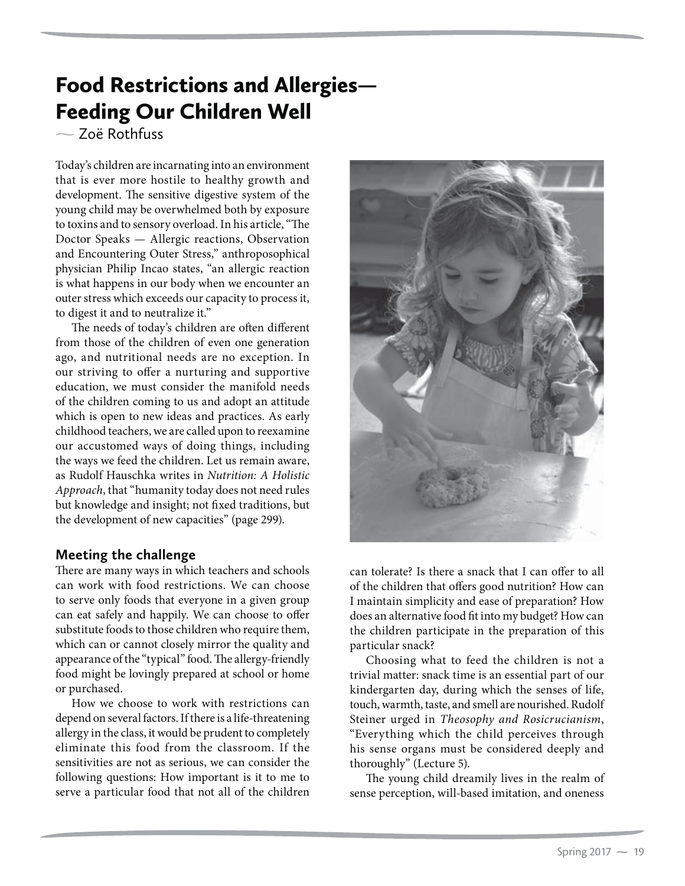# Food Restrictions and Allergies—Feeding Our Children Well

— Zoë Rothfuss

Today's children are incarnating into an environment that is ever more hostile to healthy growth and development. The sensitive digestive system of the young child may be overwhelmed both by exposure to toxins and to sensory overload. In his article, "The Doctor Speaks — Allergic reactions, Observation and Encountering Outer Stress," anthroposophical physician Philip Incao states, "an allergic reaction is what happens in our body when we encounter an outer stress which exceeds our capacity to process it, to digest it and to neutralize it."

The needs of today's children are often different from those of the children of even one generation ago, and nutritional needs are no exception. In our striving to offer a nurturing and supportive education, we must consider the manifold needs of the children coming to us and adopt an attitude which is open to new ideas and practices. As early childhood teachers, we are called upon to reexamine our accustomed ways of doing things, including the ways we feed the children. Let us remain aware, as Rudolf Hauschka writes in *Nutrition: A Holistic Approach*, that "humanity today does not need rules but knowledge and insight; not fixed traditions, but the development of new capacities" (page 299).

## Meeting the challenge

There are many ways in which teachers and schools can work with food restrictions. We can choose to serve only foods that everyone in a given group can eat safely and happily. We can choose to offer substitute foods to those children who require them, which can or cannot closely mirror the quality and appearance of the "typical" food. The allergy-friendly food might be lovingly prepared at school or home or purchased.

How we choose to work with restrictions can depend on several factors. If there is a life-threatening allergy in the class, it would be prudent to completely eliminate this food from the classroom. If the sensitivities are not as serious, we can consider the following questions: How important is it to me to serve a particular food that not all of the children can tolerate? Is there a snack that I can offer to all of the children that offers good nutrition? How can I maintain simplicity and ease of preparation? How does an alternative food fit into my budget? How can the children participate in the preparation of this particular snack?

Choosing what to feed the children is not a trivial matter: snack time is an essential part of our kindergarten day, during which the senses of life, touch, warmth, taste, and smell are nourished. Rudolf Steiner urged in *Theosophy and Rosicrucianism*, "Everything which the child perceives through his sense organs must be considered deeply and thoroughly" (Lecture 5).

The young child dreamily lives in the realm of sense perception, will-based imitation, and oneness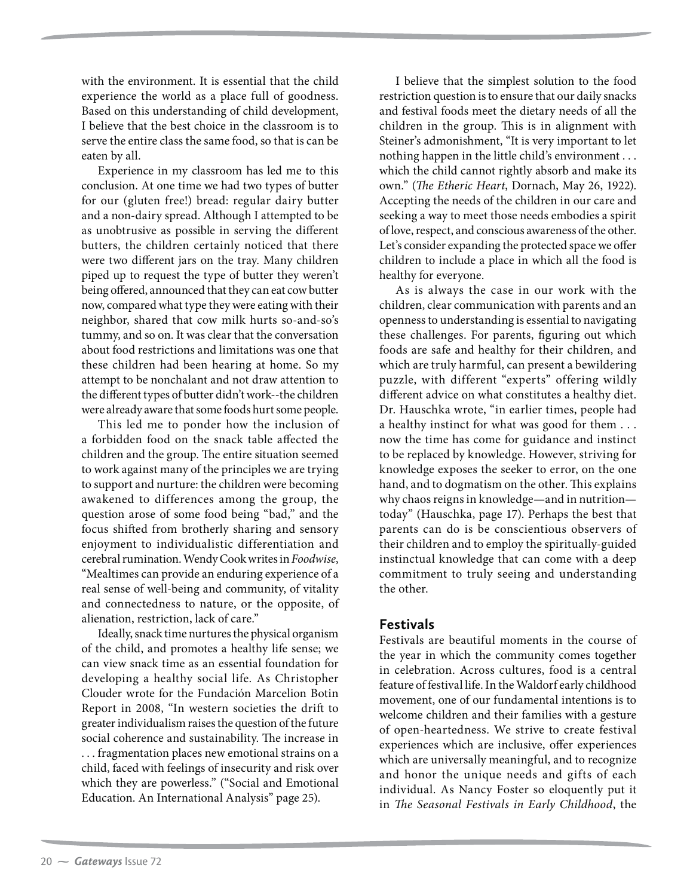with the environment. It is essential that the child experience the world as a place full of goodness. Based on this understanding of child development, I believe that the best choice in the classroom is to serve the entire class the same food, so that is can be eaten by all.

Experience in my classroom has led me to this conclusion. At one time we had two types of butter for our (gluten free!) bread: regular dairy butter and a non-dairy spread. Although I attempted to be as unobtrusive as possible in serving the different butters, the children certainly noticed that there were two different jars on the tray. Many children piped up to request the type of butter they weren't being offered, announced that they can eat cow butter now, compared what type they were eating with their neighbor, shared that cow milk hurts so-and-so's tummy, and so on. It was clear that the conversation about food restrictions and limitations was one that these children had been hearing at home. So my attempt to be nonchalant and not draw attention to the different types of butter didn't work--the children were already aware that some foods hurt some people.

This led me to ponder how the inclusion of a forbidden food on the snack table affected the children and the group. The entire situation seemed to work against many of the principles we are trying to support and nurture: the children were becoming awakened to differences among the group, the question arose of some food being "bad," and the focus shifted from brotherly sharing and sensory enjoyment to individualistic differentiation and cerebral rumination. Wendy Cook writes in *Foodwise*, "Mealtimes can provide an enduring experience of a real sense of well-being and community, of vitality and connectedness to nature, or the opposite, of alienation, restriction, lack of care."

Ideally, snack time nurtures the physical organism of the child, and promotes a healthy life sense; we can view snack time as an essential foundation for developing a healthy social life. As Christopher Clouder wrote for the Fundación Marcelion Botin Report in 2008, "In western societies the drift to greater individualism raises the question of the future social coherence and sustainability. The increase in . . . fragmentation places new emotional strains on a child, faced with feelings of insecurity and risk over which they are powerless." ("Social and Emotional Education. An International Analysis" page 25).

I believe that the simplest solution to the food restriction question is to ensure that our daily snacks and festival foods meet the dietary needs of all the children in the group. This is in alignment with Steiner's admonishment, "It is very important to let nothing happen in the little child's environment . . . which the child cannot rightly absorb and make its own." (*The Etheric Heart*, Dornach, May 26, 1922). Accepting the needs of the children in our care and seeking a way to meet those needs embodies a spirit of love, respect, and conscious awareness of the other. Let's consider expanding the protected space we offer children to include a place in which all the food is healthy for everyone.

As is always the case in our work with the children, clear communication with parents and an openness to understanding is essential to navigating these challenges. For parents, figuring out which foods are safe and healthy for their children, and which are truly harmful, can present a bewildering puzzle, with different "experts" offering wildly different advice on what constitutes a healthy diet. Dr. Hauschka wrote, "in earlier times, people had a healthy instinct for what was good for them . . . now the time has come for guidance and instinct to be replaced by knowledge. However, striving for knowledge exposes the seeker to error, on the one hand, and to dogmatism on the other. This explains why chaos reigns in knowledge—and in nutrition—today" (Hauschka, page 17). Perhaps the best that parents can do is be conscientious observers of their children and to employ the spiritually-guided instinctual knowledge that can come with a deep commitment to truly seeing and understanding the other.

## Festivals

Festivals are beautiful moments in the course of the year in which the community comes together in celebration. Across cultures, food is a central feature of festival life. In the Waldorf early childhood movement, one of our fundamental intentions is to welcome children and their families with a gesture of open-heartedness. We strive to create festival experiences which are inclusive, offer experiences which are universally meaningful, and to recognize and honor the unique needs and gifts of each individual. As Nancy Foster so eloquently put it in *The Seasonal Festivals in Early Childhood*, the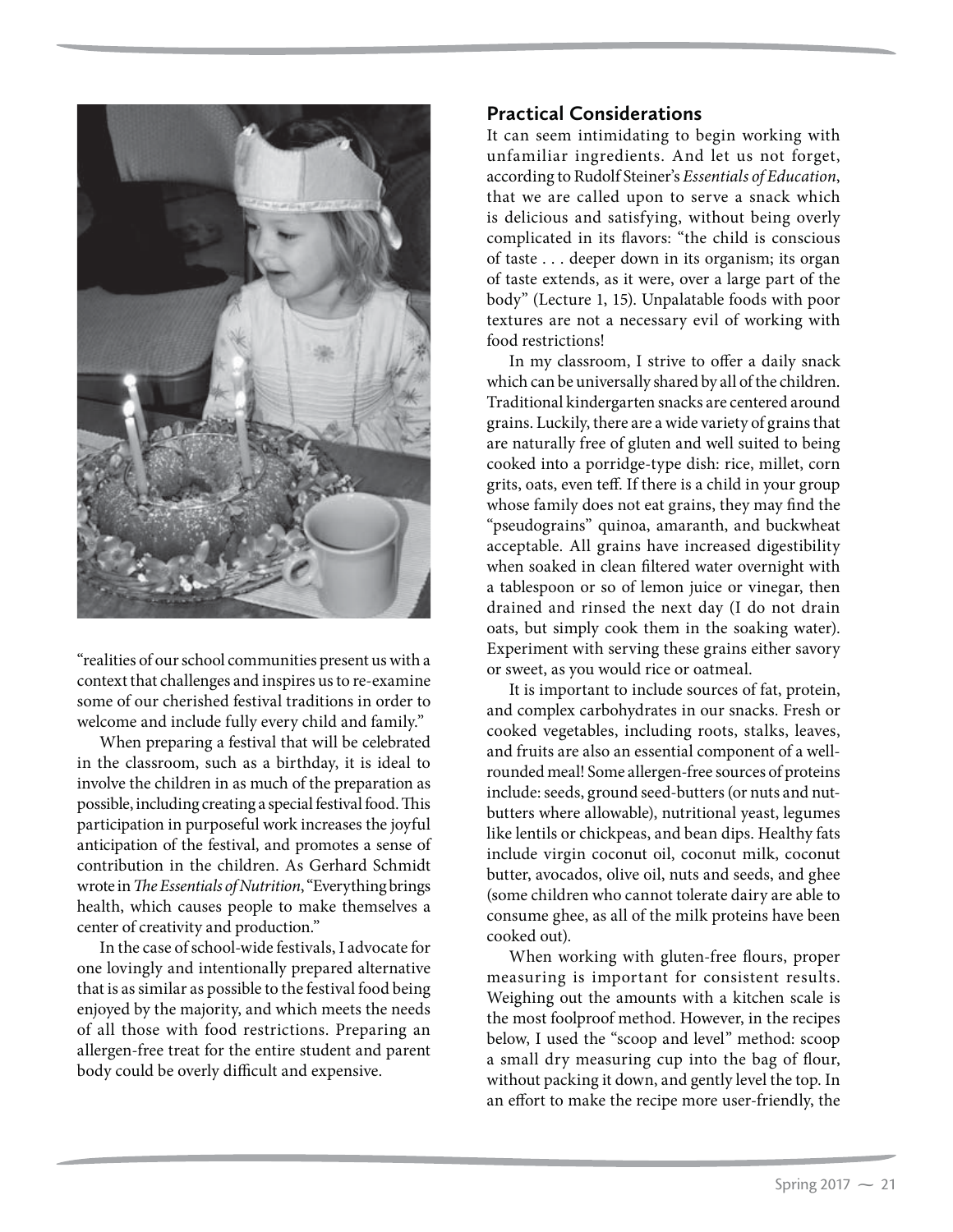"realities of our school communities present us with a context that challenges and inspires us to re-examine some of our cherished festival traditions in order to welcome and include fully every child and family."

When preparing a festival that will be celebrated in the classroom, such as a birthday, it is ideal to involve the children in as much of the preparation as possible, including creating a special festival food. This participation in purposeful work increases the joyful anticipation of the festival, and promotes a sense of contribution in the children. As Gerhard Schmidt wrote in *The Essentials of Nutrition*, "Everything brings health, which causes people to make themselves a center of creativity and production."

In the case of school-wide festivals, I advocate for one lovingly and intentionally prepared alternative that is as similar as possible to the festival food being enjoyed by the majority, and which meets the needs of all those with food restrictions. Preparing an allergen-free treat for the entire student and parent body could be overly difficult and expensive.

## Practical Considerations

It can seem intimidating to begin working with unfamiliar ingredients. And let us not forget, according to Rudolf Steiner's *Essentials of Education*, that we are called upon to serve a snack which is delicious and satisfying, without being overly complicated in its flavors: "the child is conscious of taste . . . deeper down in its organism; its organ of taste extends, as it were, over a large part of the body" (Lecture 1, 15). Unpalatable foods with poor textures are not a necessary evil of working with food restrictions!

In my classroom, I strive to offer a daily snack which can be universally shared by all of the children. Traditional kindergarten snacks are centered around grains. Luckily, there are a wide variety of grains that are naturally free of gluten and well suited to being cooked into a porridge-type dish: rice, millet, corn grits, oats, even teff. If there is a child in your group whose family does not eat grains, they may find the "pseudograins" quinoa, amaranth, and buckwheat acceptable. All grains have increased digestibility when soaked in clean filtered water overnight with a tablespoon or so of lemon juice or vinegar, then drained and rinsed the next day (I do not drain oats, but simply cook them in the soaking water). Experiment with serving these grains either savory or sweet, as you would rice or oatmeal.

It is important to include sources of fat, protein, and complex carbohydrates in our snacks. Fresh or cooked vegetables, including roots, stalks, leaves, and fruits are also an essential component of a well-rounded meal! Some allergen-free sources of proteins include: seeds, ground seed-butters (or nuts and nut-butters where allowable), nutritional yeast, legumes like lentils or chickpeas, and bean dips. Healthy fats include virgin coconut oil, coconut milk, coconut butter, avocados, olive oil, nuts and seeds, and ghee (some children who cannot tolerate dairy are able to consume ghee, as all of the milk proteins have been cooked out).

When working with gluten-free flours, proper measuring is important for consistent results. Weighing out the amounts with a kitchen scale is the most foolproof method. However, in the recipes below, I used the "scoop and level" method: scoop a small dry measuring cup into the bag of flour, without packing it down, and gently level the top. In an effort to make the recipe more user-friendly, the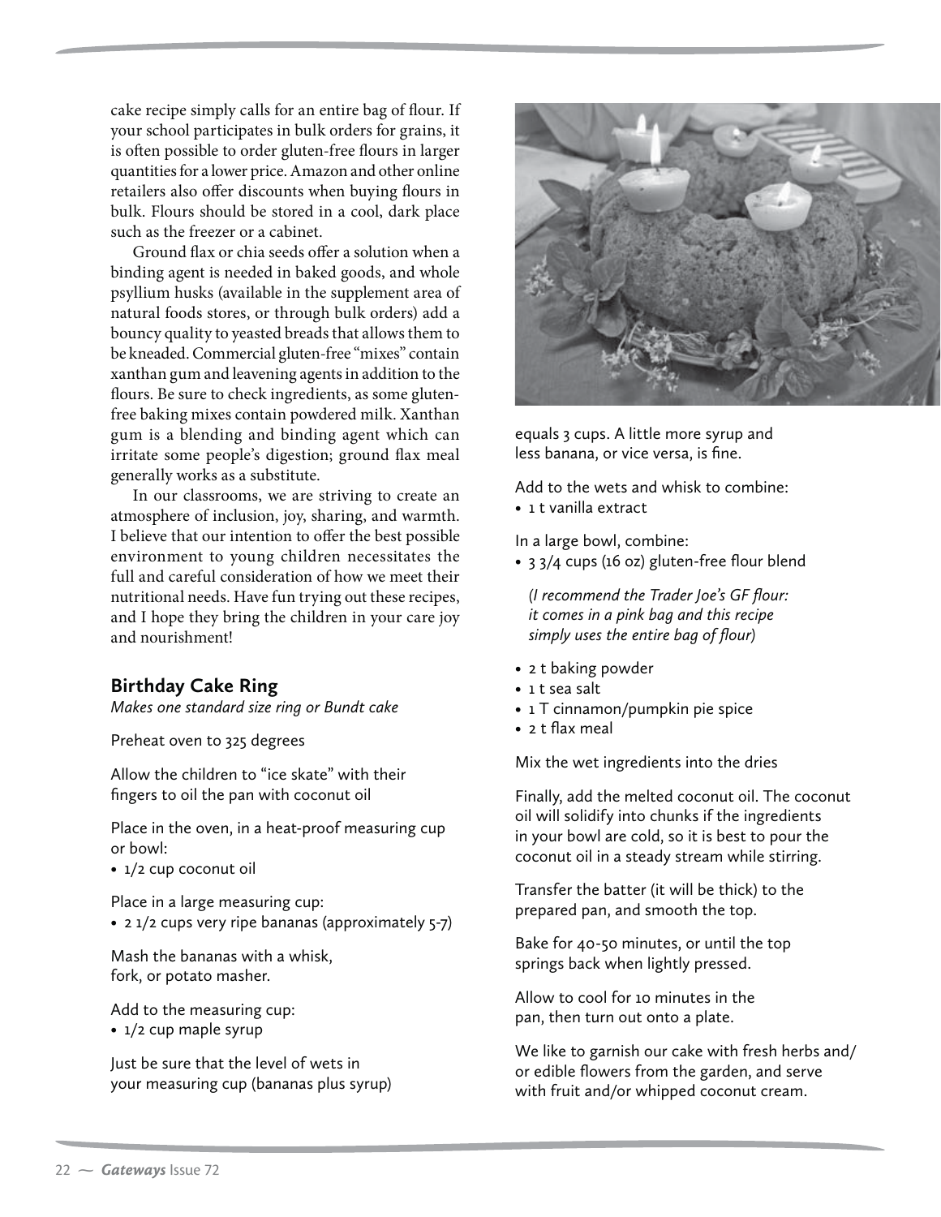cake recipe simply calls for an entire bag of flour. If your school participates in bulk orders for grains, it is often possible to order gluten-free flours in larger quantities for a lower price. Amazon and other online retailers also offer discounts when buying flours in bulk. Flours should be stored in a cool, dark place such as the freezer or a cabinet.

Ground flax or chia seeds offer a solution when a binding agent is needed in baked goods, and whole psyllium husks (available in the supplement area of natural foods stores, or through bulk orders) add a bouncy quality to yeasted breads that allows them to be kneaded. Commercial gluten-free "mixes" contain xanthan gum and leavening agents in addition to the flours. Be sure to check ingredients, as some gluten-free baking mixes contain powdered milk. Xanthan gum is a blending and binding agent which can irritate some people's digestion; ground flax meal generally works as a substitute.

In our classrooms, we are striving to create an atmosphere of inclusion, joy, sharing, and warmth. I believe that our intention to offer the best possible environment to young children necessitates the full and careful consideration of how we meet their nutritional needs. Have fun trying out these recipes, and I hope they bring the children in your care joy and nourishment!

## Birthday Cake Ring

*Makes one standard size ring or Bundt cake*

Preheat oven to 325 degrees

Allow the children to "ice skate" with their fingers to oil the pan with coconut oil

Place in the oven, in a heat-proof measuring cup or bowl:

- 1/2 cup coconut oil

Place in a large measuring cup:

- 2 1/2 cups very ripe bananas (approximately 5-7)

Mash the bananas with a whisk, fork, or potato masher.

Add to the measuring cup:

- 1/2 cup maple syrup

Just be sure that the level of wets in your measuring cup (bananas plus syrup) equals 3 cups. A little more syrup and less banana, or vice versa, is fine.

Add to the wets and whisk to combine:

- 1 t vanilla extract

In a large bowl, combine:

- 3 3/4 cups (16 oz) gluten-free flour blend

  *(I recommend the Trader Joe's GF flour: it comes in a pink bag and this recipe simply uses the entire bag of flour)*

- 2 t baking powder
- 1 t sea salt
- 1 T cinnamon/pumpkin pie spice
- 2 t flax meal

Mix the wet ingredients into the dries

Finally, add the melted coconut oil. The coconut oil will solidify into chunks if the ingredients in your bowl are cold, so it is best to pour the coconut oil in a steady stream while stirring.

Transfer the batter (it will be thick) to the prepared pan, and smooth the top.

Bake for 40-50 minutes, or until the top springs back when lightly pressed.

Allow to cool for 10 minutes in the pan, then turn out onto a plate.

We like to garnish our cake with fresh herbs and/or edible flowers from the garden, and serve with fruit and/or whipped coconut cream.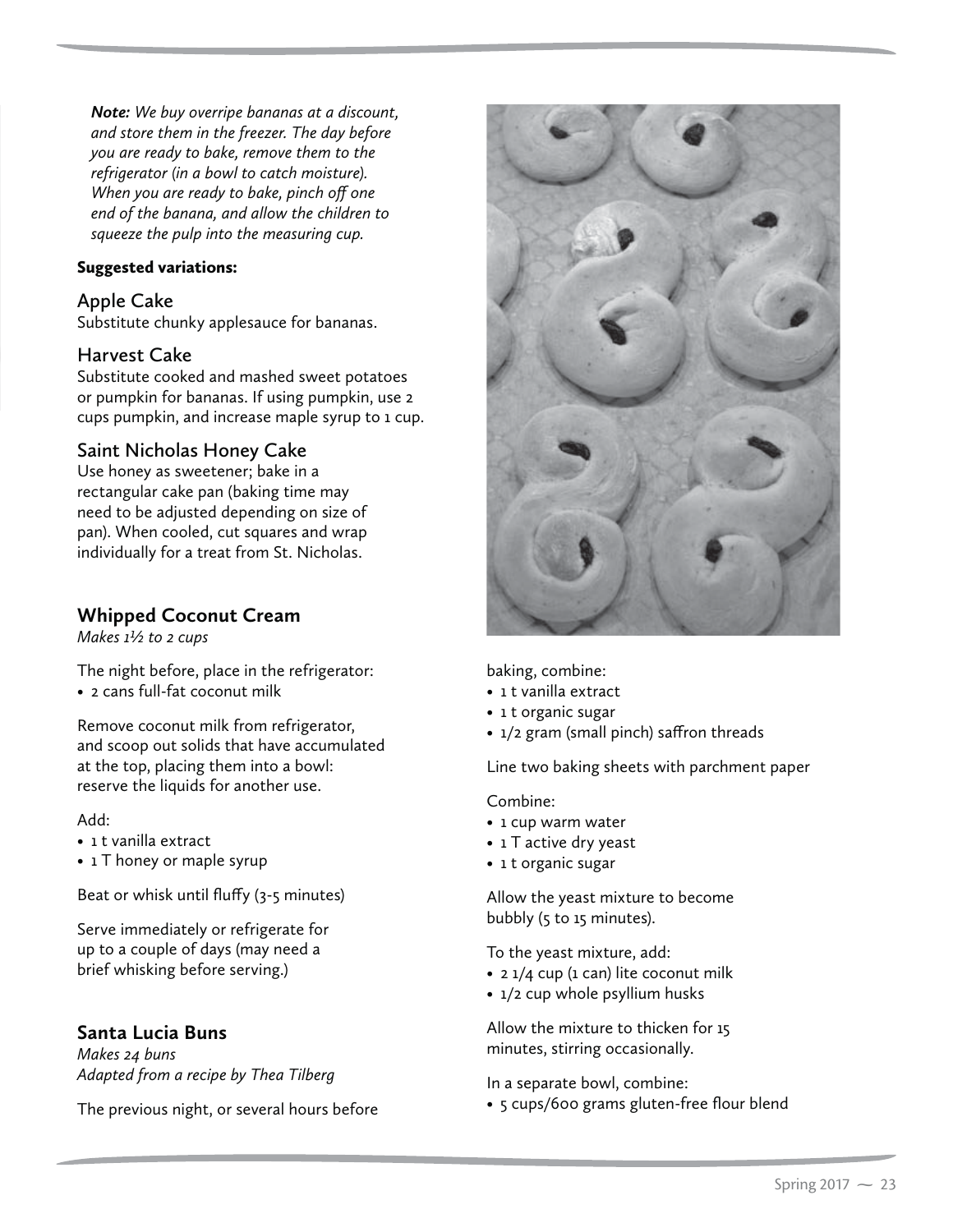*Note: We buy overripe bananas at a discount, and store them in the freezer. The day before you are ready to bake, remove them to the refrigerator (in a bowl to catch moisture). When you are ready to bake, pinch off one end of the banana, and allow the children to squeeze the pulp into the measuring cup.*

**Suggested variations:**

### Apple Cake

Substitute chunky applesauce for bananas.

### Harvest Cake

Substitute cooked and mashed sweet potatoes or pumpkin for bananas. If using pumpkin, use 2 cups pumpkin, and increase maple syrup to 1 cup.

### Saint Nicholas Honey Cake

Use honey as sweetener; bake in a rectangular cake pan (baking time may need to be adjusted depending on size of pan). When cooled, cut squares and wrap individually for a treat from St. Nicholas.

## Whipped Coconut Cream

*Makes 1½ to 2 cups*

The night before, place in the refrigerator:

- 2 cans full-fat coconut milk

Remove coconut milk from refrigerator, and scoop out solids that have accumulated at the top, placing them into a bowl: reserve the liquids for another use.

Add:

- 1 t vanilla extract
- 1 T honey or maple syrup

Beat or whisk until fluffy (3-5 minutes)

Serve immediately or refrigerate for up to a couple of days (may need a brief whisking before serving.)

## Santa Lucia Buns

*Makes 24 buns*
*Adapted from a recipe by Thea Tilberg*

The previous night, or several hours before baking, combine:

- 1 t vanilla extract
- 1 t organic sugar
- 1/2 gram (small pinch) saffron threads

Line two baking sheets with parchment paper

Combine:

- 1 cup warm water
- 1 T active dry yeast
- 1 t organic sugar

Allow the yeast mixture to become bubbly (5 to 15 minutes).

To the yeast mixture, add:

- 2 1/4 cup (1 can) lite coconut milk
- 1/2 cup whole psyllium husks

Allow the mixture to thicken for 15 minutes, stirring occasionally.

In a separate bowl, combine:

- 5 cups/600 grams gluten-free flour blend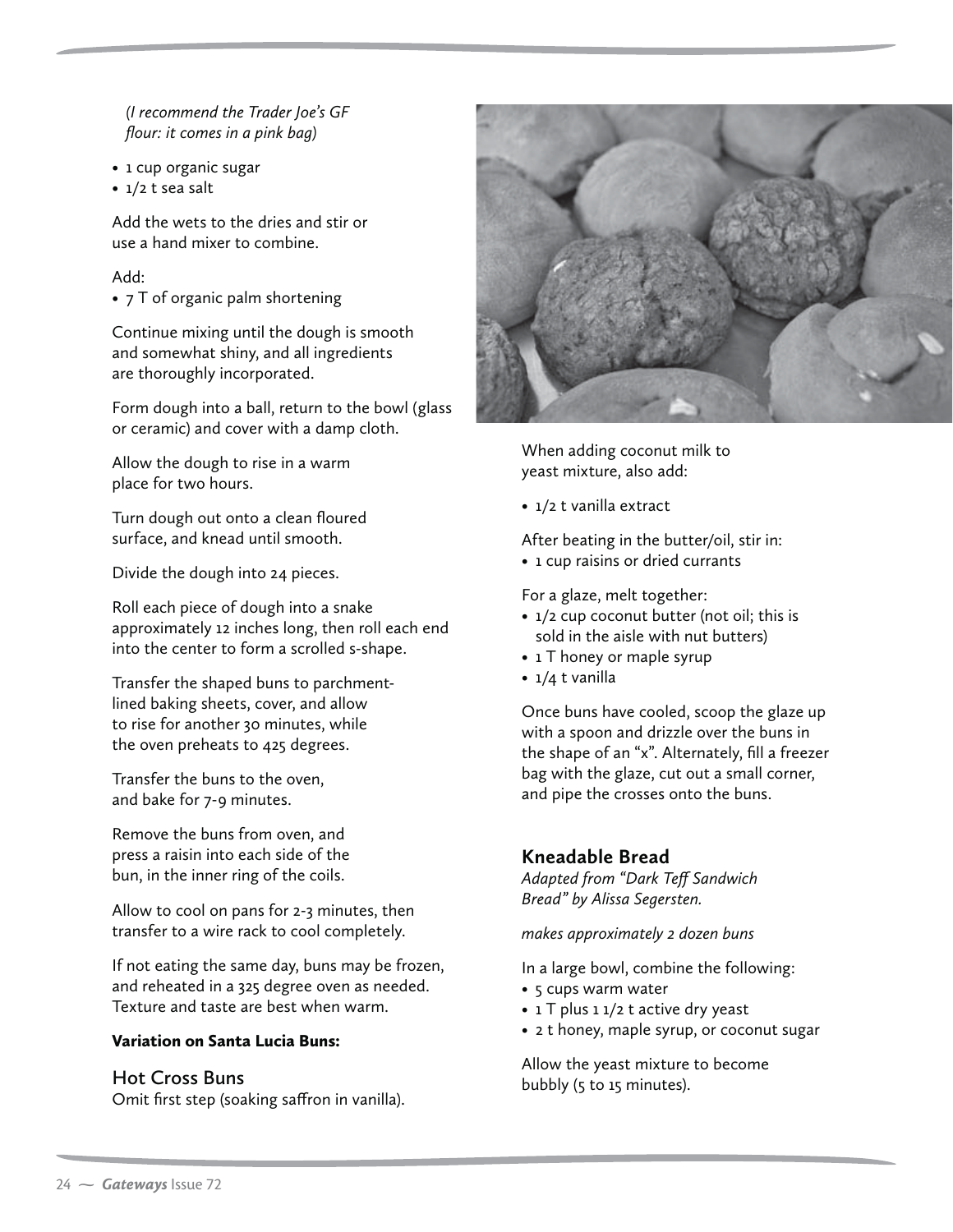*(I recommend the Trader Joe's GF flour: it comes in a pink bag)*

- 1 cup organic sugar
- 1/2 t sea salt

Add the wets to the dries and stir or use a hand mixer to combine.

Add:

- 7 T of organic palm shortening

Continue mixing until the dough is smooth and somewhat shiny, and all ingredients are thoroughly incorporated.

Form dough into a ball, return to the bowl (glass or ceramic) and cover with a damp cloth.

Allow the dough to rise in a warm place for two hours.

Turn dough out onto a clean floured surface, and knead until smooth.

Divide the dough into 24 pieces.

Roll each piece of dough into a snake approximately 12 inches long, then roll each end into the center to form a scrolled s-shape.

Transfer the shaped buns to parchment-lined baking sheets, cover, and allow to rise for another 30 minutes, while the oven preheats to 425 degrees.

Transfer the buns to the oven, and bake for 7-9 minutes.

Remove the buns from oven, and press a raisin into each side of the bun, in the inner ring of the coils.

Allow to cool on pans for 2-3 minutes, then transfer to a wire rack to cool completely.

If not eating the same day, buns may be frozen, and reheated in a 325 degree oven as needed. Texture and taste are best when warm.

**Variation on Santa Lucia Buns:**

### Hot Cross Buns

Omit first step (soaking saffron in vanilla).

When adding coconut milk to yeast mixture, also add:

- 1/2 t vanilla extract

After beating in the butter/oil, stir in:

- 1 cup raisins or dried currants

For a glaze, melt together:

- 1/2 cup coconut butter (not oil; this is sold in the aisle with nut butters)
- 1 T honey or maple syrup
- 1/4 t vanilla

Once buns have cooled, scoop the glaze up with a spoon and drizzle over the buns in the shape of an "x". Alternately, fill a freezer bag with the glaze, cut out a small corner, and pipe the crosses onto the buns.

## Kneadable Bread

*Adapted from "Dark Teff Sandwich Bread" by Alissa Segersten.*

*makes approximately 2 dozen buns*

In a large bowl, combine the following:

- 5 cups warm water
- 1 T plus 1 1/2 t active dry yeast
- 2 t honey, maple syrup, or coconut sugar

Allow the yeast mixture to become bubbly (5 to 15 minutes).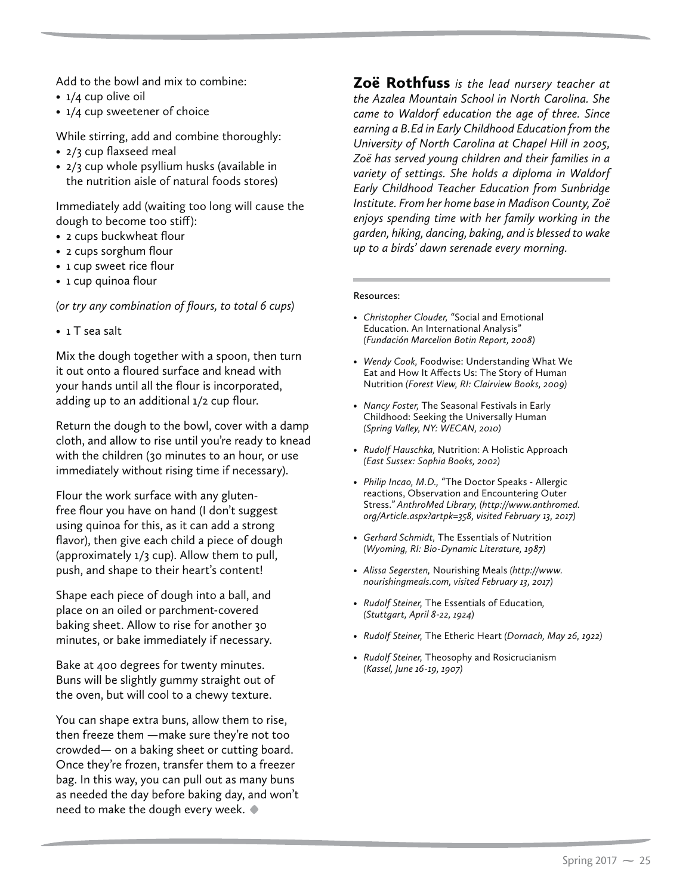Add to the bowl and mix to combine:

- 1/4 cup olive oil
- 1/4 cup sweetener of choice

While stirring, add and combine thoroughly:

- 2/3 cup flaxseed meal
- 2/3 cup whole psyllium husks (available in the nutrition aisle of natural foods stores)

Immediately add (waiting too long will cause the dough to become too stiff):

- 2 cups buckwheat flour
- 2 cups sorghum flour
- 1 cup sweet rice flour
- 1 cup quinoa flour

*(or try any combination of flours, to total 6 cups)*

- 1 T sea salt

Mix the dough together with a spoon, then turn it out onto a floured surface and knead with your hands until all the flour is incorporated, adding up to an additional 1/2 cup flour.

Return the dough to the bowl, cover with a damp cloth, and allow to rise until you're ready to knead with the children (30 minutes to an hour, or use immediately without rising time if necessary).

Flour the work surface with any gluten-free flour you have on hand (I don't suggest using quinoa for this, as it can add a strong flavor), then give each child a piece of dough (approximately 1/3 cup). Allow them to pull, push, and shape to their heart's content!

Shape each piece of dough into a ball, and place on an oiled or parchment-covered baking sheet. Allow to rise for another 30 minutes, or bake immediately if necessary.

Bake at 400 degrees for twenty minutes. Buns will be slightly gummy straight out of the oven, but will cool to a chewy texture.

You can shape extra buns, allow them to rise, then freeze them —make sure they're not too crowded— on a baking sheet or cutting board. Once they're frozen, transfer them to a freezer bag. In this way, you can pull out as many buns as needed the day before baking day, and won't need to make the dough every week. ◆

**Zoë Rothfuss** *is the lead nursery teacher at the Azalea Mountain School in North Carolina. She came to Waldorf education the age of three. Since earning a B.Ed in Early Childhood Education from the University of North Carolina at Chapel Hill in 2005, Zoë has served young children and their families in a variety of settings. She holds a diploma in Waldorf Early Childhood Teacher Education from Sunbridge Institute. From her home base in Madison County, Zoë enjoys spending time with her family working in the garden, hiking, dancing, baking, and is blessed to wake up to a birds' dawn serenade every morning.*

Resources:

- *Christopher Clouder,* "Social and Emotional Education. An International Analysis" *(Fundación Marcelion Botin Report, 2008)*
- *Wendy Cook,* Foodwise: Understanding What We Eat and How It Affects Us: The Story of Human Nutrition *(Forest View, RI: Clairview Books, 2009)*
- *Nancy Foster,* The Seasonal Festivals in Early Childhood: Seeking the Universally Human *(Spring Valley, NY: WECAN, 2010)*
- *Rudolf Hauschka,* Nutrition: A Holistic Approach *(East Sussex: Sophia Books, 2002)*
- *Philip Incao, M.D.,* "The Doctor Speaks - Allergic reactions, Observation and Encountering Outer Stress." *AnthroMed Library, (http://www.anthromed.org/Article.aspx?artpk=358, visited February 13, 2017)*
- *Gerhard Schmidt,* The Essentials of Nutrition *(Wyoming, RI: Bio-Dynamic Literature, 1987)*
- *Alissa Segersten,* Nourishing Meals *(http://www.nourishingmeals.com, visited February 13, 2017)*
- *Rudolf Steiner,* The Essentials of Education, *(Stuttgart, April 8-22, 1924)*
- *Rudolf Steiner,* The Etheric Heart *(Dornach, May 26, 1922)*
- *Rudolf Steiner,* Theosophy and Rosicrucianism *(Kassel, June 16-19, 1907)*